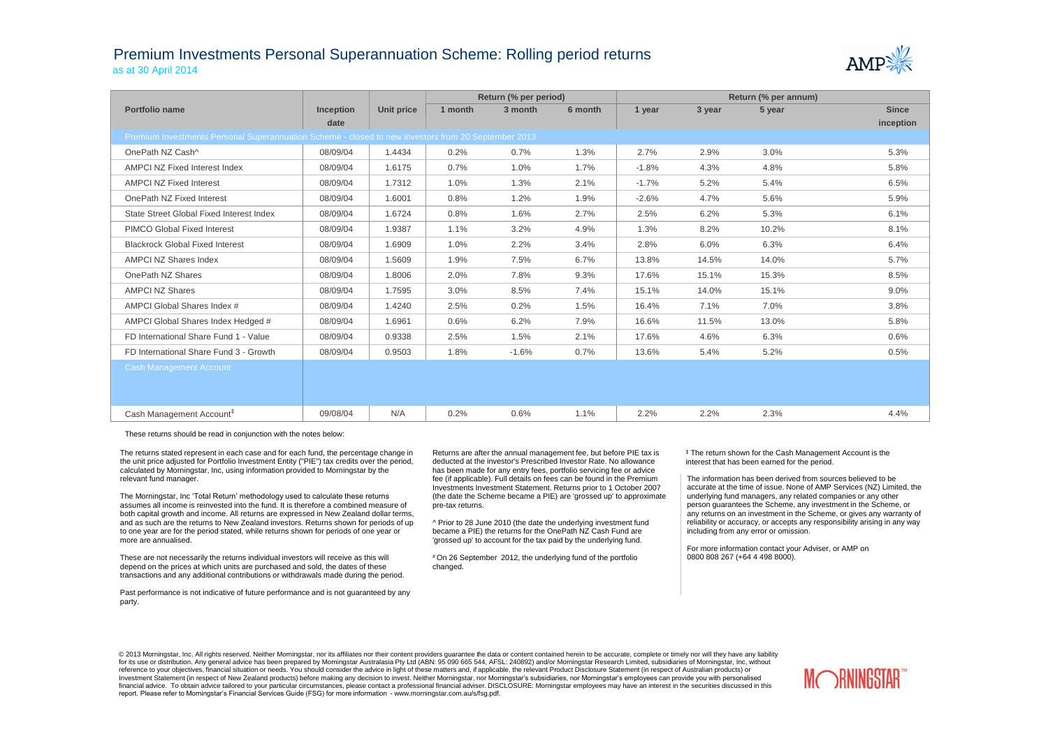# Premium Investments Personal Superannuation Scheme: Rolling period returns

as at 30 April 2014

| Portfolio name | Inception date | Unit price | Return (% per period) | | | Return (% per annum) | | | |
|---|---|---|---|---|---|---|---|---|---|
| | | | 1 month | 3 month | 6 month | 1 year | 3 year | 5 year | Since inception |
| Premium Investments Personal Superannuation Scheme - closed to new investors from 20 September 2013 | | | | | | | | | |
| OnePath NZ Cash^ | 08/09/04 | 1.4434 | 0.2% | 0.7% | 1.3% | 2.7% | 2.9% | 3.0% | 5.3% |
| AMPCI NZ Fixed Interest Index | 08/09/04 | 1.6175 | 0.7% | 1.0% | 1.7% | -1.8% | 4.3% | 4.8% | 5.8% |
| AMPCI NZ Fixed Interest | 08/09/04 | 1.7312 | 1.0% | 1.3% | 2.1% | -1.7% | 5.2% | 5.4% | 6.5% |
| OnePath NZ Fixed Interest | 08/09/04 | 1.6001 | 0.8% | 1.2% | 1.9% | -2.6% | 4.7% | 5.6% | 5.9% |
| State Street Global Fixed Interest Index | 08/09/04 | 1.6724 | 0.8% | 1.6% | 2.7% | 2.5% | 6.2% | 5.3% | 6.1% |
| PIMCO Global Fixed Interest | 08/09/04 | 1.9387 | 1.1% | 3.2% | 4.9% | 1.3% | 8.2% | 10.2% | 8.1% |
| Blackrock Global Fixed Interest | 08/09/04 | 1.6909 | 1.0% | 2.2% | 3.4% | 2.8% | 6.0% | 6.3% | 6.4% |
| AMPCI NZ Shares Index | 08/09/04 | 1.5609 | 1.9% | 7.5% | 6.7% | 13.8% | 14.5% | 14.0% | 5.7% |
| OnePath NZ Shares | 08/09/04 | 1.8006 | 2.0% | 7.8% | 9.3% | 17.6% | 15.1% | 15.3% | 8.5% |
| AMPCI NZ Shares | 08/09/04 | 1.7595 | 3.0% | 8.5% | 7.4% | 15.1% | 14.0% | 15.1% | 9.0% |
| AMPCI Global Shares Index # | 08/09/04 | 1.4240 | 2.5% | 0.2% | 1.5% | 16.4% | 7.1% | 7.0% | 3.8% |
| AMPCI Global Shares Index Hedged # | 08/09/04 | 1.6961 | 0.6% | 6.2% | 7.9% | 16.6% | 11.5% | 13.0% | 5.8% |
| FD International Share Fund 1 - Value | 08/09/04 | 0.9338 | 2.5% | 1.5% | 2.1% | 17.6% | 4.6% | 6.3% | 0.6% |
| FD International Share Fund 3 - Growth | 08/09/04 | 0.9503 | 1.8% | -1.6% | 0.7% | 13.6% | 5.4% | 5.2% | 0.5% |
| Cash Management Account | | | | | | | | | |
| Cash Management Account‡ | 09/08/04 | N/A | 0.2% | 0.6% | 1.1% | 2.2% | 2.2% | 2.3% | 4.4% |

These returns should be read in conjunction with the notes below:

The returns stated represent in each case and for each fund, the percentage change in the unit price adjusted for Portfolio Investment Entity ("PIE") tax credits over the period, calculated by Morningstar, Inc, using information provided to Morningstar by the relevant fund manager.

The Morningstar, Inc 'Total Return' methodology used to calculate these returns assumes all income is reinvested into the fund. It is therefore a combined measure of both capital growth and income. All returns are expressed in New Zealand dollar terms, and as such are the returns to New Zealand investors. Returns shown for periods of up to one year are for the period stated, while returns shown for periods of one year or more are annualised.

These are not necessarily the returns individual investors will receive as this will depend on the prices at which units are purchased and sold, the dates of these transactions and any additional contributions or withdrawals made during the period.

Past performance is not indicative of future performance and is not guaranteed by any party.

Returns are after the annual management fee, but before PIE tax is deducted at the investor's Prescribed Investor Rate. No allowance has been made for any entry fees, portfolio servicing fee or advice fee (if applicable). Full details on fees can be found in the Premium Investments Investment Statement. Returns prior to 1 October 2007 (the date the Scheme became a PIE) are 'grossed up' to approximate pre-tax returns.

^ Prior to 28 June 2010 (the date the underlying investment fund became a PIE) the returns for the OnePath NZ Cash Fund are 'grossed up' to account for the tax paid by the underlying fund.

# On 26 September 2012, the underlying fund of the portfolio changed.

‡ The return shown for the Cash Management Account is the interest that has been earned for the period.

The information has been derived from sources believed to be accurate at the time of issue. None of AMP Services (NZ) Limited, the underlying fund managers, any related companies or any other person guarantees the Scheme, any investment in the Scheme, or any returns on an investment in the Scheme, or gives any warranty of reliability or accuracy, or accepts any responsibility arising in any way including from any error or omission.

For more information contact your Adviser, or AMP on 0800 808 267 (+64 4 498 8000).

© 2013 Morningstar, Inc. All rights reserved. Neither Morningstar, nor its affiliates nor their content providers guarantee the data or content contained herein to be accurate, complete or timely nor will they have any liability for its use or distribution. Any general advice has been prepared by Morningstar Australasia Pty Ltd (ABN: 95 090 665 544, AFSL: 240892) and/or Morningstar Research Limited, subsidiaries of Morningstar, Inc, without reference to your objectives, financial situation or needs. You should consider the advice in light of these matters and, if applicable, the relevant Product Disclosure Statement (in respect of Australian products) or Investment Statement (in respect of New Zealand products) before making any decision to invest. Neither Morningstar, nor Morningstar's subsidiaries, nor Morningstar's employees can provide you with personalised financial advice. To obtain advice tailored to your particular circumstances, please contact a professional financial adviser. DISCLOSURE: Morningstar employees may have an interest in the securities discussed in this report. Please refer to Morningstar's Financial Services Guide (FSG) for more information - www.morningstar.com.au/s/fsg.pdf.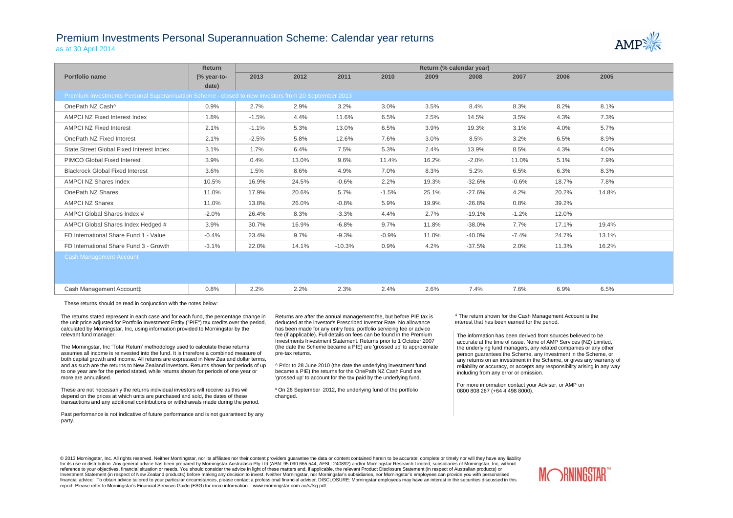# Premium Investments Personal Superannuation Scheme: Calendar year returns

as at 30 April 2014

| Portfolio name | Return (% year-to-date) | Return (% calendar year) | | | | | | | | |
|---|---|---|---|---|---|---|---|---|---|---|
| | | 2013 | 2012 | 2011 | 2010 | 2009 | 2008 | 2007 | 2006 | 2005 |
| Premium Investments Personal Superannuation Scheme - closed to new investors from 20 September 2013 | | | | | | | | | | |
| OnePath NZ Cash^ | 0.9% | 2.7% | 2.9% | 3.2% | 3.0% | 3.5% | 8.4% | 8.3% | 8.2% | 8.1% |
| AMPCI NZ Fixed Interest Index | 1.8% | -1.5% | 4.4% | 11.6% | 6.5% | 2.5% | 14.5% | 3.5% | 4.3% | 7.3% |
| AMPCI NZ Fixed Interest | 2.1% | -1.1% | 5.3% | 13.0% | 6.5% | 3.9% | 19.3% | 3.1% | 4.0% | 5.7% |
| OnePath NZ Fixed Interest | 2.1% | -2.5% | 5.8% | 12.6% | 7.6% | 3.0% | 8.5% | 3.2% | 6.5% | 8.9% |
| State Street Global Fixed Interest Index | 3.1% | 1.7% | 6.4% | 7.5% | 5.3% | 2.4% | 13.9% | 8.5% | 4.3% | 4.0% |
| PIMCO Global Fixed Interest | 3.9% | 0.4% | 13.0% | 9.6% | 11.4% | 16.2% | -2.0% | 11.0% | 5.1% | 7.9% |
| Blackrock Global Fixed Interest | 3.6% | 1.5% | 8.6% | 4.9% | 7.0% | 8.3% | 5.2% | 6.5% | 6.3% | 8.3% |
| AMPCI NZ Shares Index | 10.5% | 16.9% | 24.5% | -0.6% | 2.2% | 19.3% | -32.6% | -0.6% | 18.7% | 7.8% |
| OnePath NZ Shares | 11.0% | 17.9% | 20.6% | 5.7% | -1.5% | 25.1% | -27.6% | 4.2% | 20.2% | 14.8% |
| AMPCI NZ Shares | 11.0% | 13.8% | 26.0% | -0.8% | 5.9% | 19.9% | -26.8% | 0.8% | 39.2% | |
| AMPCI Global Shares Index # | -2.0% | 26.4% | 8.3% | -3.3% | 4.4% | 2.7% | -19.1% | -1.2% | 12.0% | |
| AMPCI Global Shares Index Hedged # | 3.9% | 30.7% | 16.9% | -6.8% | 9.7% | 11.8% | -38.0% | 7.7% | 17.1% | 19.4% |
| FD International Share Fund 1 - Value | -0.4% | 23.4% | 9.7% | -9.3% | -0.9% | 11.0% | -40.0% | -7.4% | 24.7% | 13.1% |
| FD International Share Fund 3 - Growth | -3.1% | 22.0% | 14.1% | -10.3% | 0.9% | 4.2% | -37.5% | 2.0% | 11.3% | 16.2% |
| Cash Management Account | | | | | | | | | | |
| Cash Management Account‡ | 0.8% | 2.2% | 2.2% | 2.3% | 2.4% | 2.6% | 7.4% | 7.6% | 6.9% | 6.5% |

These returns should be read in conjunction with the notes below:

The returns stated represent in each case and for each fund, the percentage change in the unit price adjusted for Portfolio Investment Entity ("PIE") tax credits over the period, calculated by Morningstar, Inc, using information provided to Morningstar by the relevant fund manager.

The Morningstar, Inc 'Total Return' methodology used to calculate these returns assumes all income is reinvested into the fund. It is therefore a combined measure of both capital growth and income. All returns are expressed in New Zealand dollar terms, and as such are the returns to New Zealand investors. Returns shown for periods of up to one year are for the period stated, while returns shown for periods of one year or more are annualised.

These are not necessarily the returns individual investors will receive as this will depend on the prices at which units are purchased and sold, the dates of these transactions and any additional contributions or withdrawals made during the period.

Past performance is not indicative of future performance and is not guaranteed by any party.

Returns are after the annual management fee, but before PIE tax is deducted at the investor's Prescribed Investor Rate. No allowance has been made for any entry fees, portfolio servicing fee or advice fee (if applicable). Full details on fees can be found in the Premium Investments Investment Statement. Returns prior to 1 October 2007 (the date the Scheme became a PIE) are 'grossed up' to approximate pre-tax returns.

^ Prior to 28 June 2010 (the date the underlying investment fund became a PIE) the returns for the OnePath NZ Cash Fund are 'grossed up' to account for the tax paid by the underlying fund.

# On 26 September 2012, the underlying fund of the portfolio changed.

‡ The return shown for the Cash Management Account is the interest that has been earned for the period.

The information has been derived from sources believed to be accurate at the time of issue. None of AMP Services (NZ) Limited, the underlying fund managers, any related companies or any other person guarantees the Scheme, any investment in the Scheme, or any returns on an investment in the Scheme, or gives any warranty of reliability or accuracy, or accepts any responsibility arising in any way including from any error or omission.

For more information contact your Adviser, or AMP on 0800 808 267 (+64 4 498 8000).

© 2013 Morningstar, Inc. All rights reserved. Neither Morningstar, nor its affiliates nor their content providers guarantee the data or content contained herein to be accurate, complete or timely nor will they have any liability for its use or distribution. Any general advice has been prepared by Morningstar Australasia Pty Ltd (ABN: 95 090 665 544, AFSL: 240892) and/or Morningstar Research Limited, subsidiaries of Morningstar, Inc, without reference to your objectives, financial situation or needs. You should consider the advice in light of these matters and, if applicable, the relevant Product Disclosure Statement (in respect of Australian products) or Investment Statement (in respect of New Zealand products) before making any decision to invest. Neither Morningstar, nor Morningstar's subsidiaries, nor Morningstar's employees can provide you with personalised financial advice. To obtain advice tailored to your particular circumstances, please contact a professional financial adviser. DISCLOSURE: Morningstar employees may have an interest in the securities discussed in this report. Please refer to Morningstar's Financial Services Guide (FSG) for more information - www.morningstar.com.au/s/fsg.pdf.